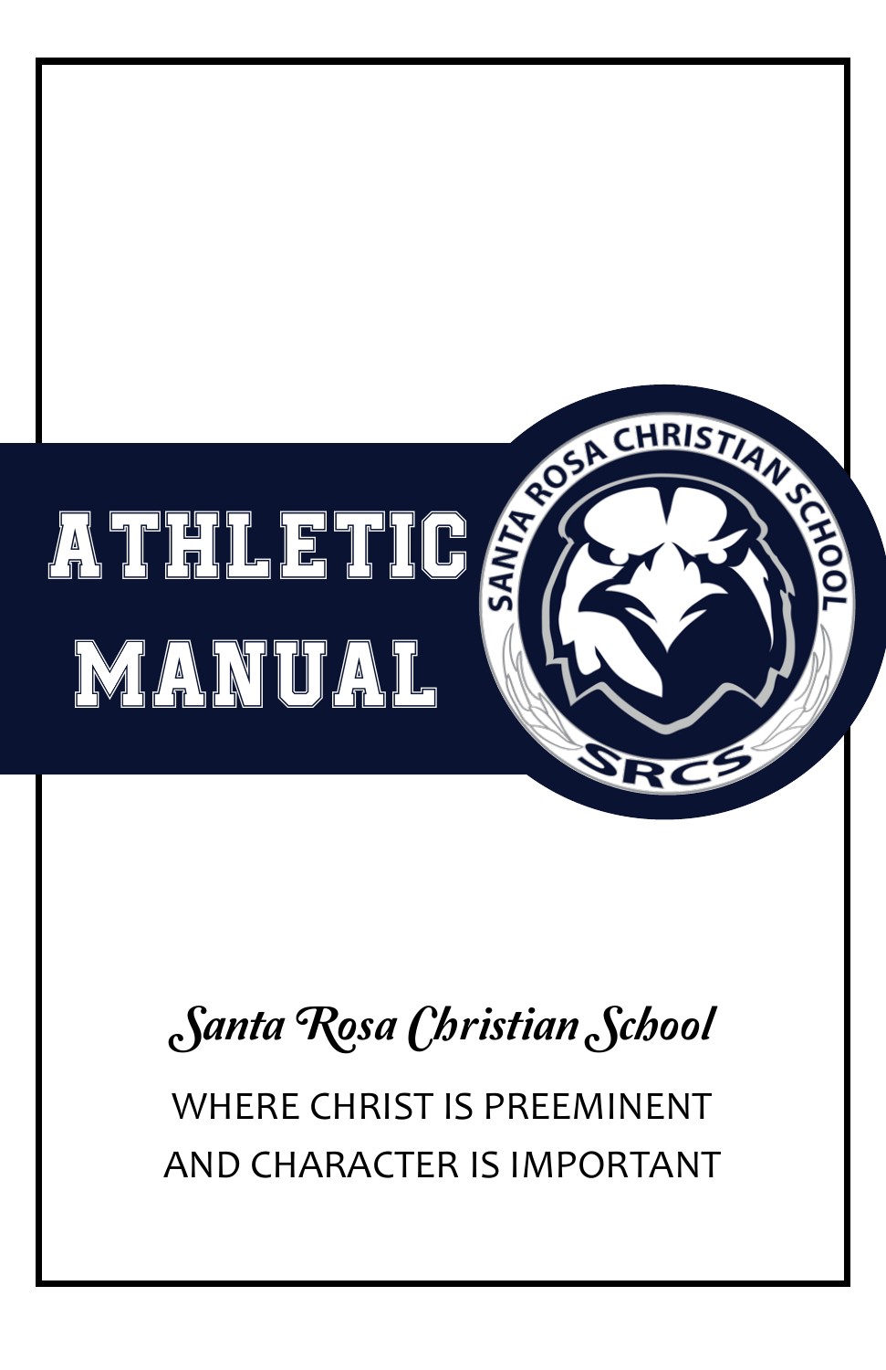# ATHLETIC MANUAL

SANTA ROSA CHRISTIAN SCHOOL

SRCS

*Santa Rosa Christian School*

WHERE CHRIST IS PREEMINENT
AND CHARACTER IS IMPORTANT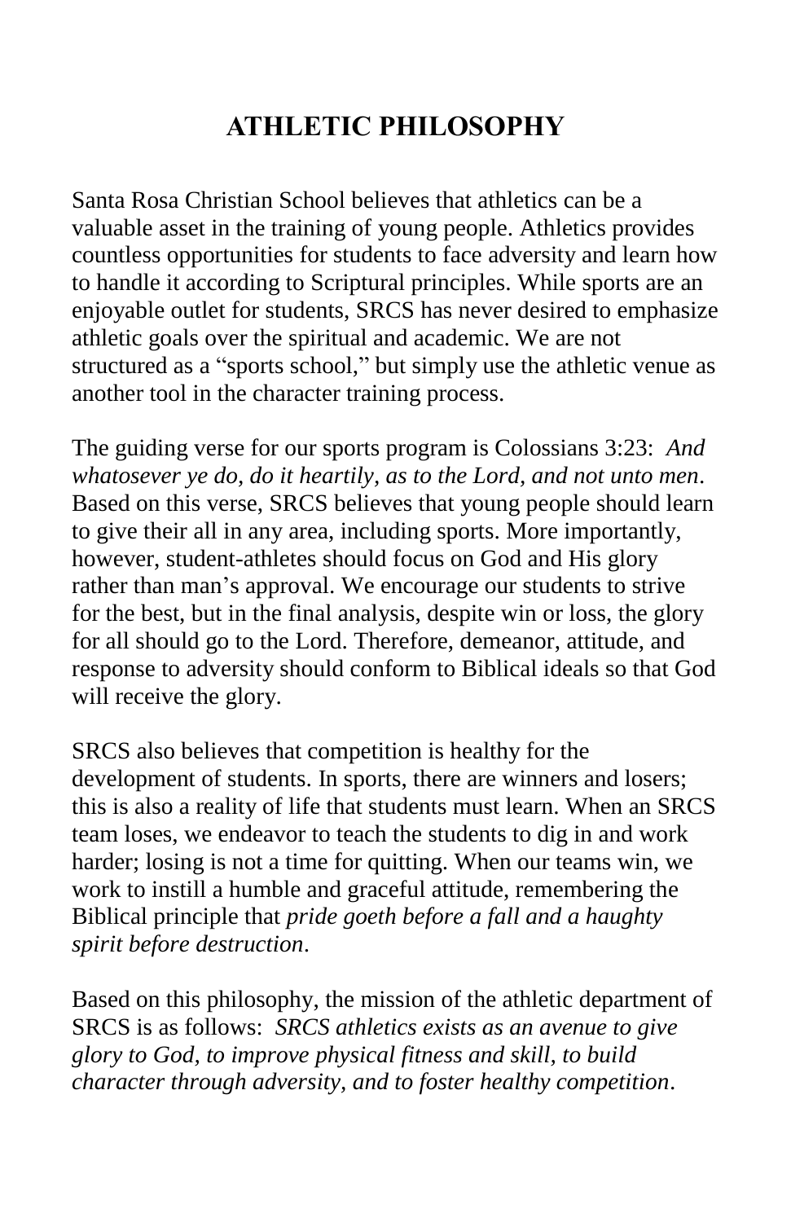# ATHLETIC PHILOSOPHY

Santa Rosa Christian School believes that athletics can be a valuable asset in the training of young people. Athletics provides countless opportunities for students to face adversity and learn how to handle it according to Scriptural principles. While sports are an enjoyable outlet for students, SRCS has never desired to emphasize athletic goals over the spiritual and academic. We are not structured as a "sports school," but simply use the athletic venue as another tool in the character training process.

The guiding verse for our sports program is Colossians 3:23: *And whatosever ye do, do it heartily, as to the Lord, and not unto men*. Based on this verse, SRCS believes that young people should learn to give their all in any area, including sports. More importantly, however, student-athletes should focus on God and His glory rather than man's approval. We encourage our students to strive for the best, but in the final analysis, despite win or loss, the glory for all should go to the Lord. Therefore, demeanor, attitude, and response to adversity should conform to Biblical ideals so that God will receive the glory.

SRCS also believes that competition is healthy for the development of students. In sports, there are winners and losers; this is also a reality of life that students must learn. When an SRCS team loses, we endeavor to teach the students to dig in and work harder; losing is not a time for quitting. When our teams win, we work to instill a humble and graceful attitude, remembering the Biblical principle that *pride goeth before a fall and a haughty spirit before destruction*.

Based on this philosophy, the mission of the athletic department of SRCS is as follows: *SRCS athletics exists as an avenue to give glory to God, to improve physical fitness and skill, to build character through adversity, and to foster healthy competition*.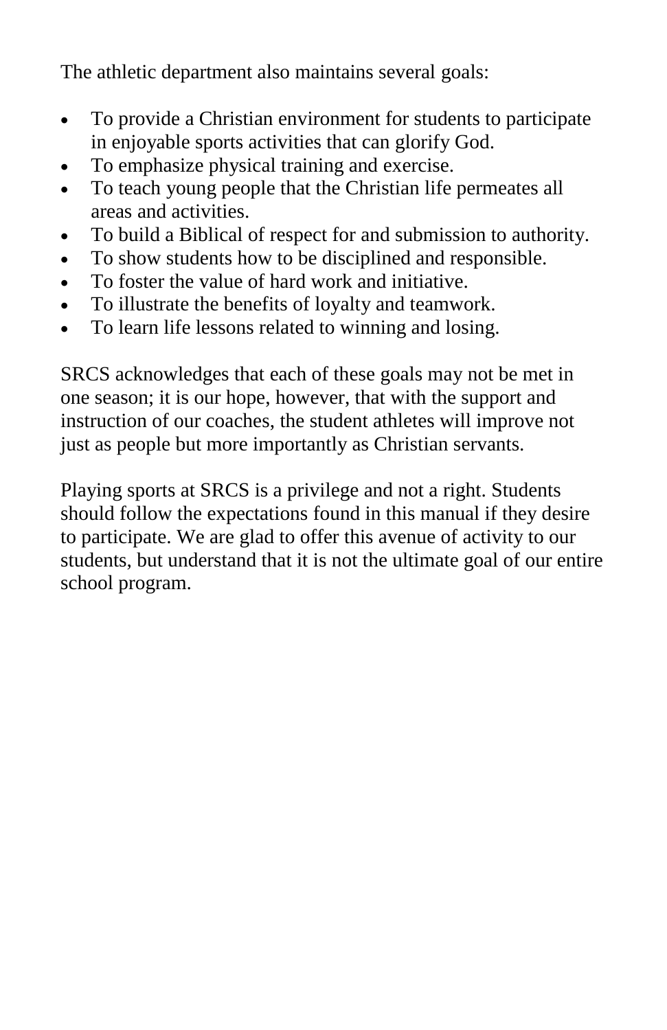The athletic department also maintains several goals:

- To provide a Christian environment for students to participate in enjoyable sports activities that can glorify God.
- To emphasize physical training and exercise.
- To teach young people that the Christian life permeates all areas and activities.
- To build a Biblical of respect for and submission to authority.
- To show students how to be disciplined and responsible.
- To foster the value of hard work and initiative.
- To illustrate the benefits of loyalty and teamwork.
- To learn life lessons related to winning and losing.

SRCS acknowledges that each of these goals may not be met in one season; it is our hope, however, that with the support and instruction of our coaches, the student athletes will improve not just as people but more importantly as Christian servants.

Playing sports at SRCS is a privilege and not a right. Students should follow the expectations found in this manual if they desire to participate. We are glad to offer this avenue of activity to our students, but understand that it is not the ultimate goal of our entire school program.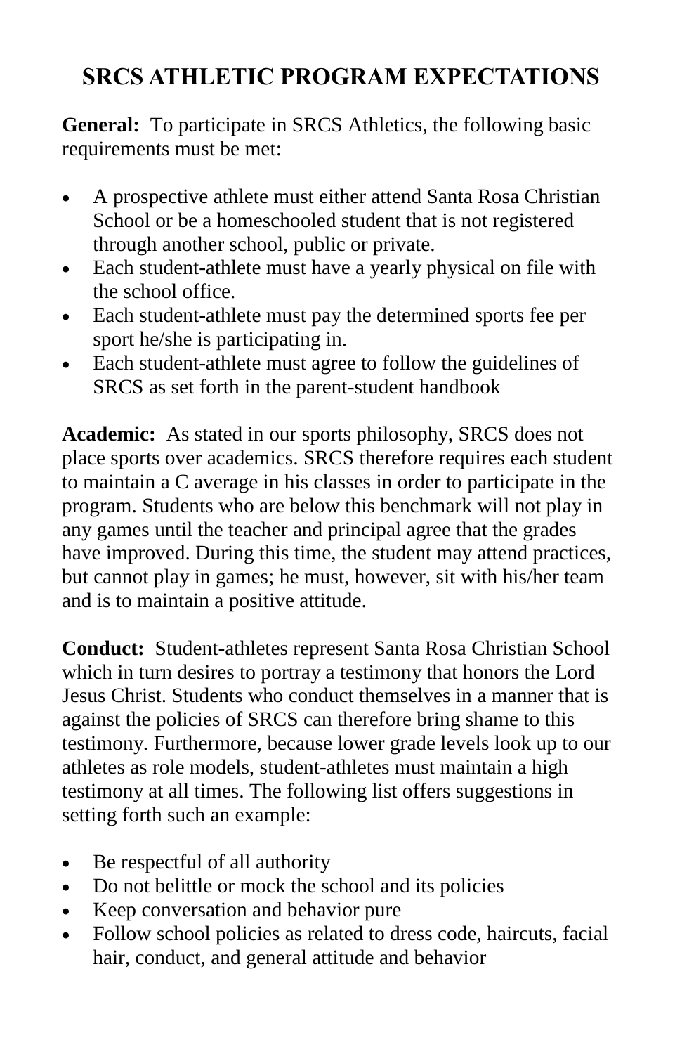# SRCS ATHLETIC PROGRAM EXPECTATIONS

**General:** To participate in SRCS Athletics, the following basic requirements must be met:

- A prospective athlete must either attend Santa Rosa Christian School or be a homeschooled student that is not registered through another school, public or private.
- Each student-athlete must have a yearly physical on file with the school office.
- Each student-athlete must pay the determined sports fee per sport he/she is participating in.
- Each student-athlete must agree to follow the guidelines of SRCS as set forth in the parent-student handbook

**Academic:** As stated in our sports philosophy, SRCS does not place sports over academics. SRCS therefore requires each student to maintain a C average in his classes in order to participate in the program. Students who are below this benchmark will not play in any games until the teacher and principal agree that the grades have improved. During this time, the student may attend practices, but cannot play in games; he must, however, sit with his/her team and is to maintain a positive attitude.

**Conduct:** Student-athletes represent Santa Rosa Christian School which in turn desires to portray a testimony that honors the Lord Jesus Christ. Students who conduct themselves in a manner that is against the policies of SRCS can therefore bring shame to this testimony. Furthermore, because lower grade levels look up to our athletes as role models, student-athletes must maintain a high testimony at all times. The following list offers suggestions in setting forth such an example:

- Be respectful of all authority
- Do not belittle or mock the school and its policies
- Keep conversation and behavior pure
- Follow school policies as related to dress code, haircuts, facial hair, conduct, and general attitude and behavior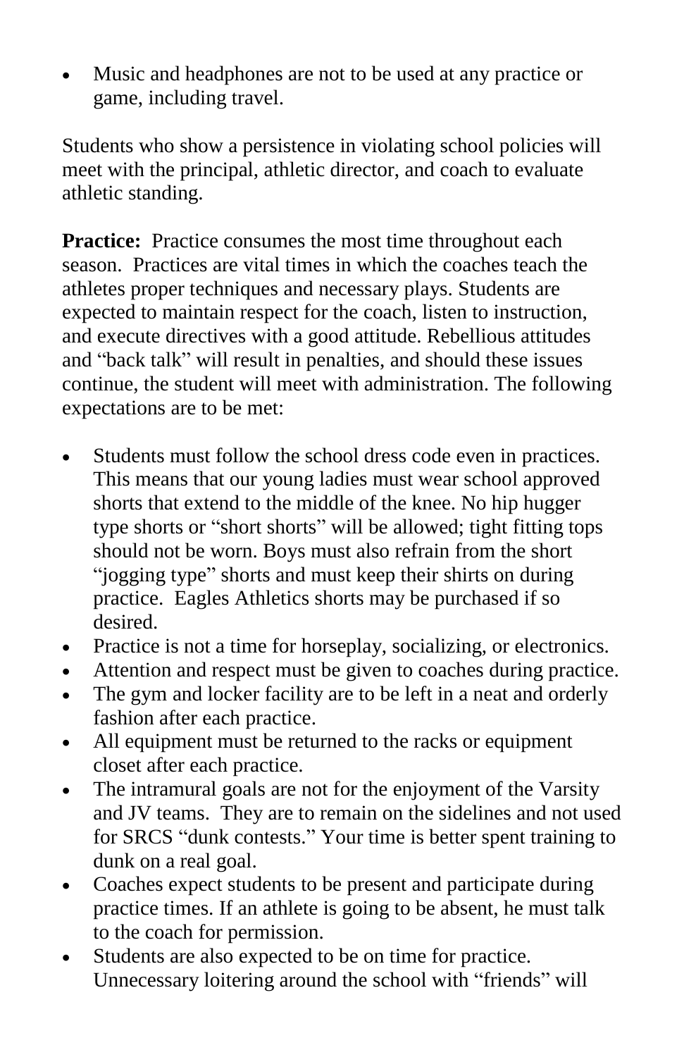- Music and headphones are not to be used at any practice or game, including travel.

Students who show a persistence in violating school policies will meet with the principal, athletic director, and coach to evaluate athletic standing.

**Practice:** Practice consumes the most time throughout each season. Practices are vital times in which the coaches teach the athletes proper techniques and necessary plays. Students are expected to maintain respect for the coach, listen to instruction, and execute directives with a good attitude. Rebellious attitudes and "back talk" will result in penalties, and should these issues continue, the student will meet with administration. The following expectations are to be met:

- Students must follow the school dress code even in practices. This means that our young ladies must wear school approved shorts that extend to the middle of the knee. No hip hugger type shorts or "short shorts" will be allowed; tight fitting tops should not be worn. Boys must also refrain from the short "jogging type" shorts and must keep their shirts on during practice. Eagles Athletics shorts may be purchased if so desired.
- Practice is not a time for horseplay, socializing, or electronics.
- Attention and respect must be given to coaches during practice.
- The gym and locker facility are to be left in a neat and orderly fashion after each practice.
- All equipment must be returned to the racks or equipment closet after each practice.
- The intramural goals are not for the enjoyment of the Varsity and JV teams. They are to remain on the sidelines and not used for SRCS "dunk contests." Your time is better spent training to dunk on a real goal.
- Coaches expect students to be present and participate during practice times. If an athlete is going to be absent, he must talk to the coach for permission.
- Students are also expected to be on time for practice. Unnecessary loitering around the school with "friends" will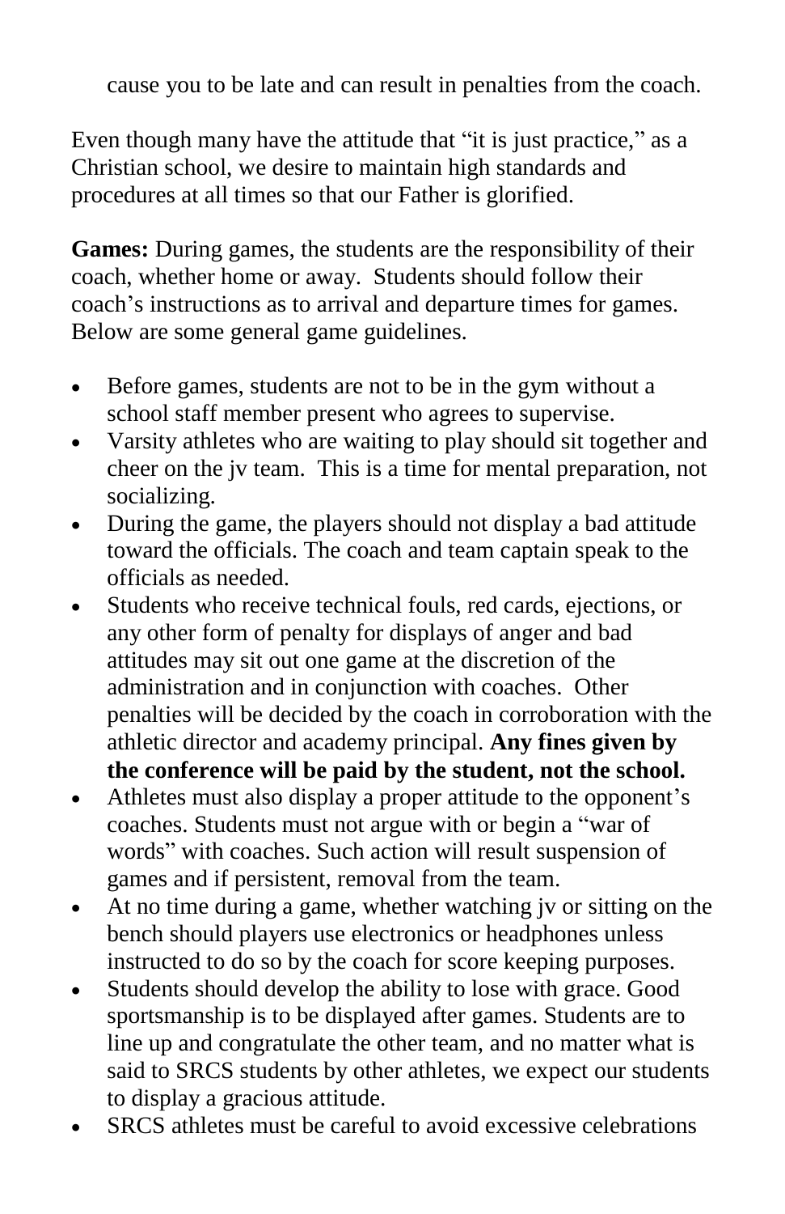cause you to be late and can result in penalties from the coach.

Even though many have the attitude that "it is just practice," as a Christian school, we desire to maintain high standards and procedures at all times so that our Father is glorified.

**Games:** During games, the students are the responsibility of their coach, whether home or away. Students should follow their coach's instructions as to arrival and departure times for games. Below are some general game guidelines.

- Before games, students are not to be in the gym without a school staff member present who agrees to supervise.
- Varsity athletes who are waiting to play should sit together and cheer on the jv team. This is a time for mental preparation, not socializing.
- During the game, the players should not display a bad attitude toward the officials. The coach and team captain speak to the officials as needed.
- Students who receive technical fouls, red cards, ejections, or any other form of penalty for displays of anger and bad attitudes may sit out one game at the discretion of the administration and in conjunction with coaches. Other penalties will be decided by the coach in corroboration with the athletic director and academy principal. **Any fines given by the conference will be paid by the student, not the school.**
- Athletes must also display a proper attitude to the opponent's coaches. Students must not argue with or begin a "war of words" with coaches. Such action will result suspension of games and if persistent, removal from the team.
- At no time during a game, whether watching jv or sitting on the bench should players use electronics or headphones unless instructed to do so by the coach for score keeping purposes.
- Students should develop the ability to lose with grace. Good sportsmanship is to be displayed after games. Students are to line up and congratulate the other team, and no matter what is said to SRCS students by other athletes, we expect our students to display a gracious attitude.
- SRCS athletes must be careful to avoid excessive celebrations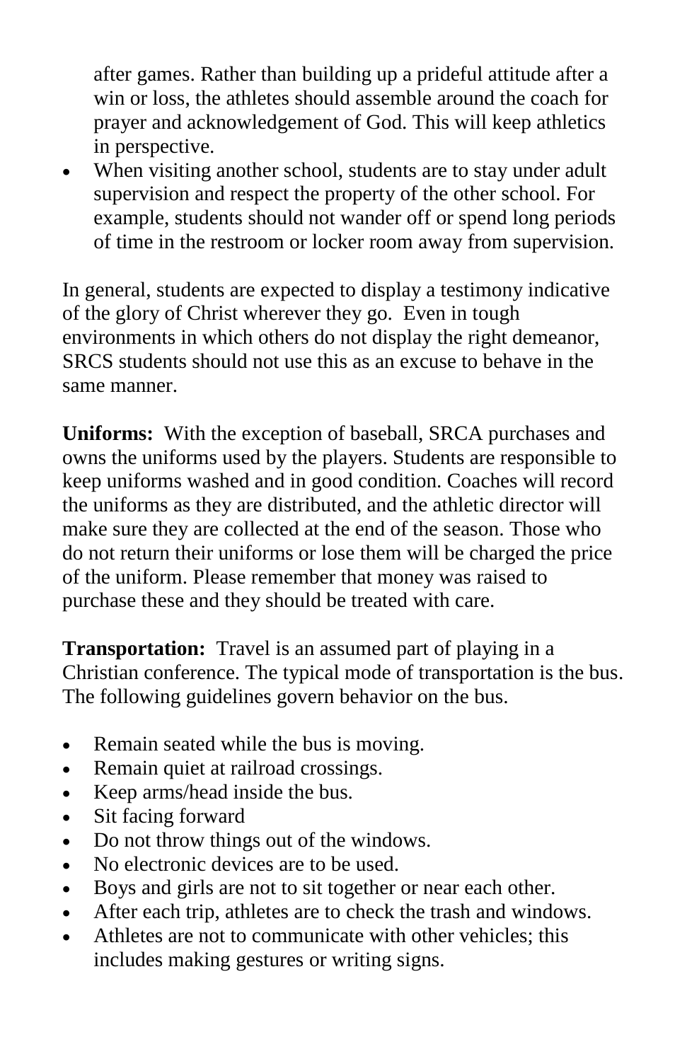after games. Rather than building up a prideful attitude after a win or loss, the athletes should assemble around the coach for prayer and acknowledgement of God. This will keep athletics in perspective.

- When visiting another school, students are to stay under adult supervision and respect the property of the other school. For example, students should not wander off or spend long periods of time in the restroom or locker room away from supervision.

In general, students are expected to display a testimony indicative of the glory of Christ wherever they go. Even in tough environments in which others do not display the right demeanor, SRCS students should not use this as an excuse to behave in the same manner.

**Uniforms:** With the exception of baseball, SRCA purchases and owns the uniforms used by the players. Students are responsible to keep uniforms washed and in good condition. Coaches will record the uniforms as they are distributed, and the athletic director will make sure they are collected at the end of the season. Those who do not return their uniforms or lose them will be charged the price of the uniform. Please remember that money was raised to purchase these and they should be treated with care.

**Transportation:** Travel is an assumed part of playing in a Christian conference. The typical mode of transportation is the bus. The following guidelines govern behavior on the bus.

- Remain seated while the bus is moving.
- Remain quiet at railroad crossings.
- Keep arms/head inside the bus.
- Sit facing forward
- Do not throw things out of the windows.
- No electronic devices are to be used.
- Boys and girls are not to sit together or near each other.
- After each trip, athletes are to check the trash and windows.
- Athletes are not to communicate with other vehicles; this includes making gestures or writing signs.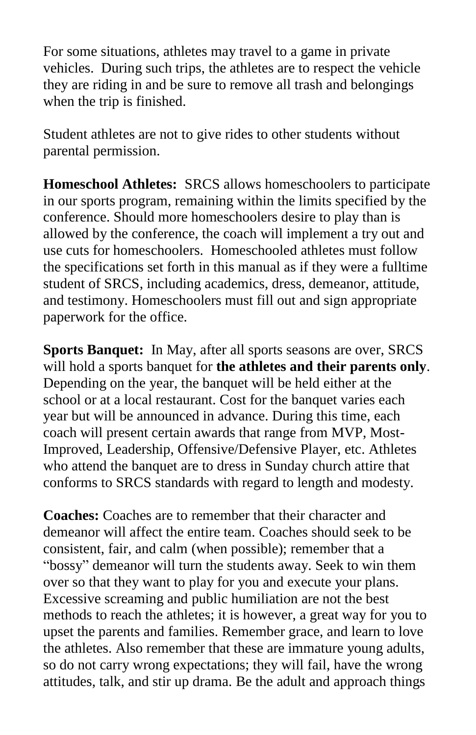For some situations, athletes may travel to a game in private vehicles. During such trips, the athletes are to respect the vehicle they are riding in and be sure to remove all trash and belongings when the trip is finished.

Student athletes are not to give rides to other students without parental permission.

**Homeschool Athletes:** SRCS allows homeschoolers to participate in our sports program, remaining within the limits specified by the conference. Should more homeschoolers desire to play than is allowed by the conference, the coach will implement a try out and use cuts for homeschoolers. Homeschooled athletes must follow the specifications set forth in this manual as if they were a fulltime student of SRCS, including academics, dress, demeanor, attitude, and testimony. Homeschoolers must fill out and sign appropriate paperwork for the office.

**Sports Banquet:** In May, after all sports seasons are over, SRCS will hold a sports banquet for **the athletes and their parents only**. Depending on the year, the banquet will be held either at the school or at a local restaurant. Cost for the banquet varies each year but will be announced in advance. During this time, each coach will present certain awards that range from MVP, Most-Improved, Leadership, Offensive/Defensive Player, etc. Athletes who attend the banquet are to dress in Sunday church attire that conforms to SRCS standards with regard to length and modesty.

**Coaches:** Coaches are to remember that their character and demeanor will affect the entire team. Coaches should seek to be consistent, fair, and calm (when possible); remember that a "bossy" demeanor will turn the students away. Seek to win them over so that they want to play for you and execute your plans. Excessive screaming and public humiliation are not the best methods to reach the athletes; it is however, a great way for you to upset the parents and families. Remember grace, and learn to love the athletes. Also remember that these are immature young adults, so do not carry wrong expectations; they will fail, have the wrong attitudes, talk, and stir up drama. Be the adult and approach things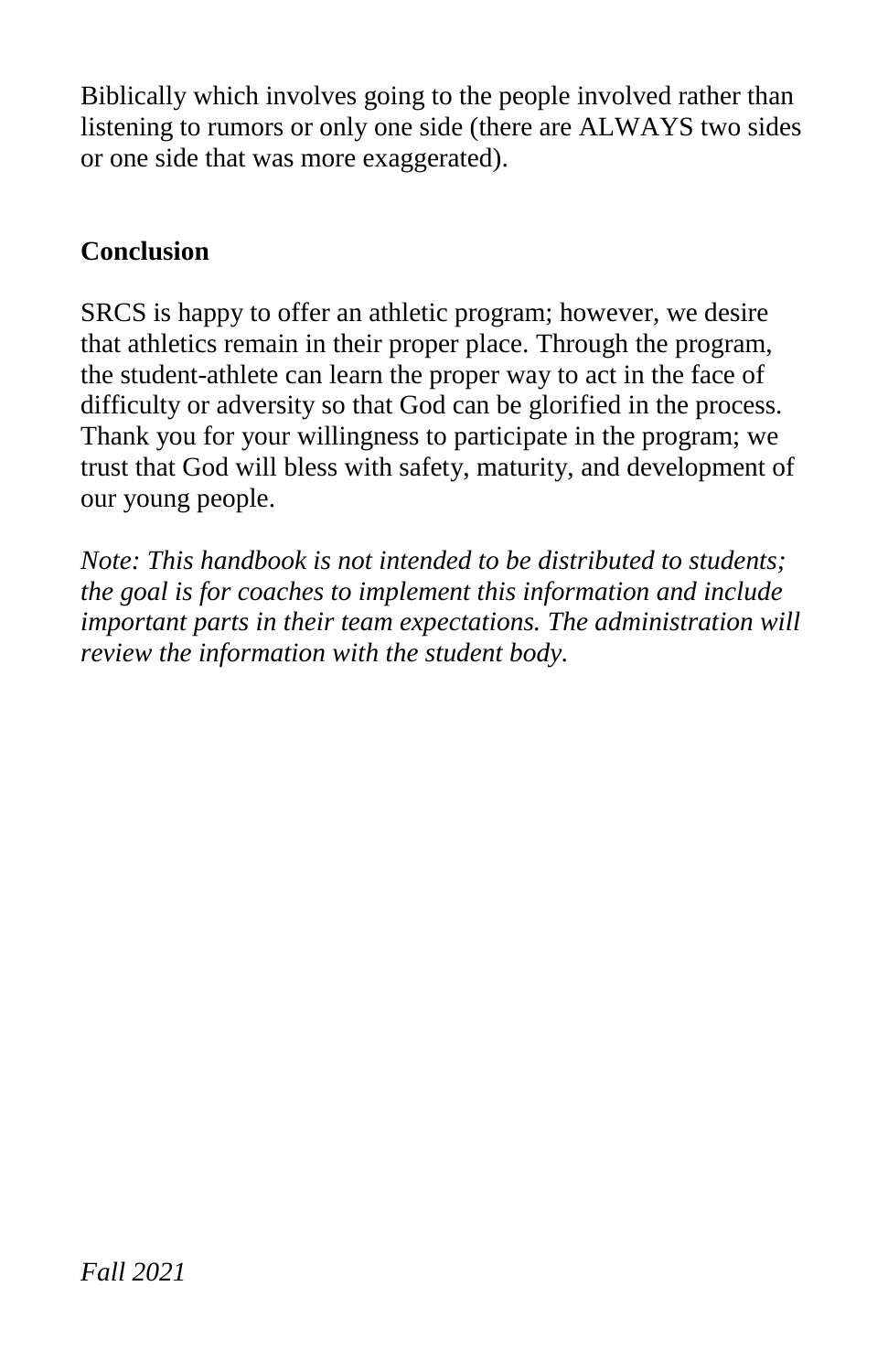Biblically which involves going to the people involved rather than listening to rumors or only one side (there are ALWAYS two sides or one side that was more exaggerated).

**Conclusion**

SRCS is happy to offer an athletic program; however, we desire that athletics remain in their proper place. Through the program, the student-athlete can learn the proper way to act in the face of difficulty or adversity so that God can be glorified in the process. Thank you for your willingness to participate in the program; we trust that God will bless with safety, maturity, and development of our young people.

*Note: This handbook is not intended to be distributed to students; the goal is for coaches to implement this information and include important parts in their team expectations. The administration will review the information with the student body.*

*Fall 2021*